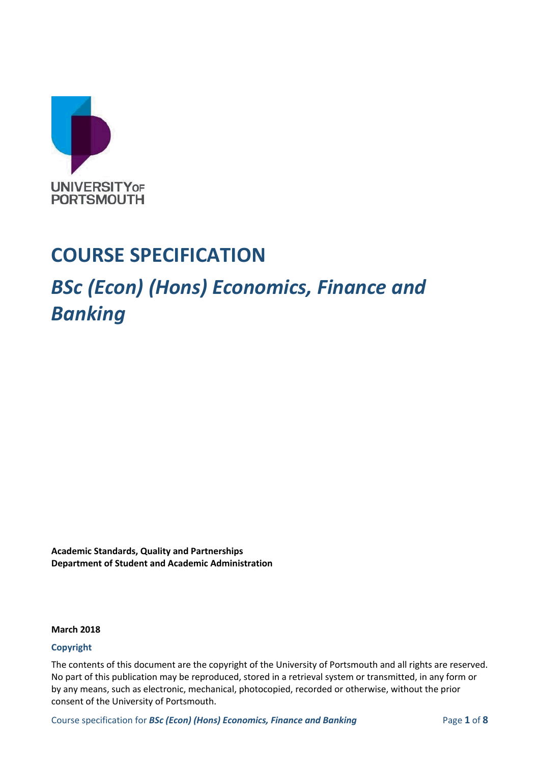UNIVERSITY OF PORTSMOUTH

# COURSE SPECIFICATION

## *BSc (Econ) (Hons) Economics, Finance and Banking*

**Academic Standards, Quality and Partnerships**
**Department of Student and Academic Administration**

**March 2018**

**Copyright**

The contents of this document are the copyright of the University of Portsmouth and all rights are reserved. No part of this publication may be reproduced, stored in a retrieval system or transmitted, in any form or by any means, such as electronic, mechanical, photocopied, recorded or otherwise, without the prior consent of the University of Portsmouth.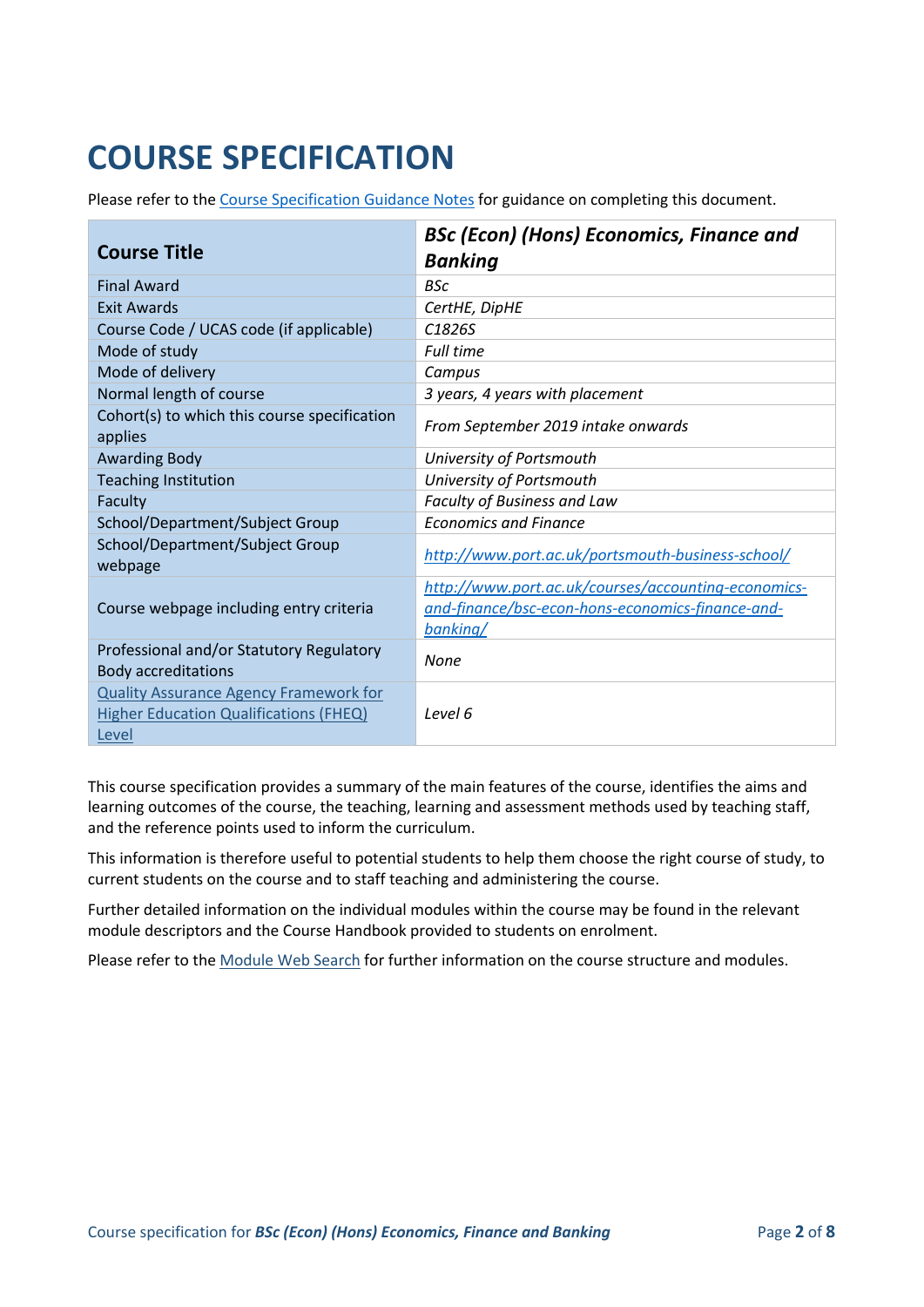# COURSE SPECIFICATION

Please refer to the Course Specification Guidance Notes for guidance on completing this document.

| Course Title | *BSc (Econ) (Hons) Economics, Finance and Banking* |
|---|---|
| Final Award | *BSc* |
| Exit Awards | *CertHE, DipHE* |
| Course Code / UCAS code (if applicable) | *C1826S* |
| Mode of study | *Full time* |
| Mode of delivery | *Campus* |
| Normal length of course | *3 years, 4 years with placement* |
| Cohort(s) to which this course specification applies | *From September 2019 intake onwards* |
| Awarding Body | *University of Portsmouth* |
| Teaching Institution | *University of Portsmouth* |
| Faculty | *Faculty of Business and Law* |
| School/Department/Subject Group | *Economics and Finance* |
| School/Department/Subject Group webpage | *http://www.port.ac.uk/portsmouth-business-school/* |
| Course webpage including entry criteria | *http://www.port.ac.uk/courses/accounting-economics-and-finance/bsc-econ-hons-economics-finance-and-banking/* |
| Professional and/or Statutory Regulatory Body accreditations | *None* |
| Quality Assurance Agency Framework for Higher Education Qualifications (FHEQ) Level | *Level 6* |

This course specification provides a summary of the main features of the course, identifies the aims and learning outcomes of the course, the teaching, learning and assessment methods used by teaching staff, and the reference points used to inform the curriculum.

This information is therefore useful to potential students to help them choose the right course of study, to current students on the course and to staff teaching and administering the course.

Further detailed information on the individual modules within the course may be found in the relevant module descriptors and the Course Handbook provided to students on enrolment.

Please refer to the Module Web Search for further information on the course structure and modules.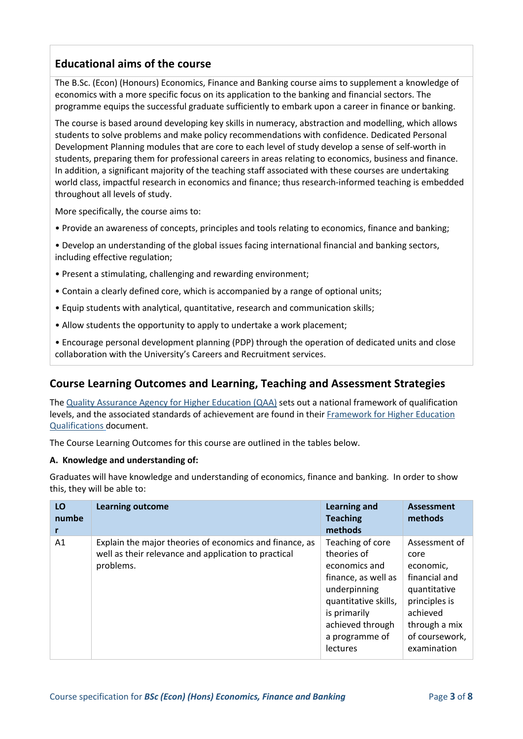## Educational aims of the course

The B.Sc. (Econ) (Honours) Economics, Finance and Banking course aims to supplement a knowledge of economics with a more specific focus on its application to the banking and financial sectors. The programme equips the successful graduate sufficiently to embark upon a career in finance or banking.

The course is based around developing key skills in numeracy, abstraction and modelling, which allows students to solve problems and make policy recommendations with confidence. Dedicated Personal Development Planning modules that are core to each level of study develop a sense of self-worth in students, preparing them for professional careers in areas relating to economics, business and finance. In addition, a significant majority of the teaching staff associated with these courses are undertaking world class, impactful research in economics and finance; thus research-informed teaching is embedded throughout all levels of study.

More specifically, the course aims to:

- Provide an awareness of concepts, principles and tools relating to economics, finance and banking;
- Develop an understanding of the global issues facing international financial and banking sectors, including effective regulation;
- Present a stimulating, challenging and rewarding environment;
- Contain a clearly defined core, which is accompanied by a range of optional units;
- Equip students with analytical, quantitative, research and communication skills;
- Allow students the opportunity to apply to undertake a work placement;
- Encourage personal development planning (PDP) through the operation of dedicated units and close collaboration with the University's Careers and Recruitment services.

## Course Learning Outcomes and Learning, Teaching and Assessment Strategies

The [Quality Assurance Agency for Higher Education (QAA)] sets out a national framework of qualification levels, and the associated standards of achievement are found in their [Framework for Higher Education Qualifications] document.

The Course Learning Outcomes for this course are outlined in the tables below.

**A. Knowledge and understanding of:**

Graduates will have knowledge and understanding of economics, finance and banking. In order to show this, they will be able to:

| LO number | Learning outcome | Learning and Teaching methods | Assessment methods |
|---|---|---|---|
| A1 | Explain the major theories of economics and finance, as well as their relevance and application to practical problems. | Teaching of core theories of economics and finance, as well as underpinning quantitative skills, is primarily achieved through a programme of lectures | Assessment of core economic, financial and quantitative principles is achieved through a mix of coursework, examination |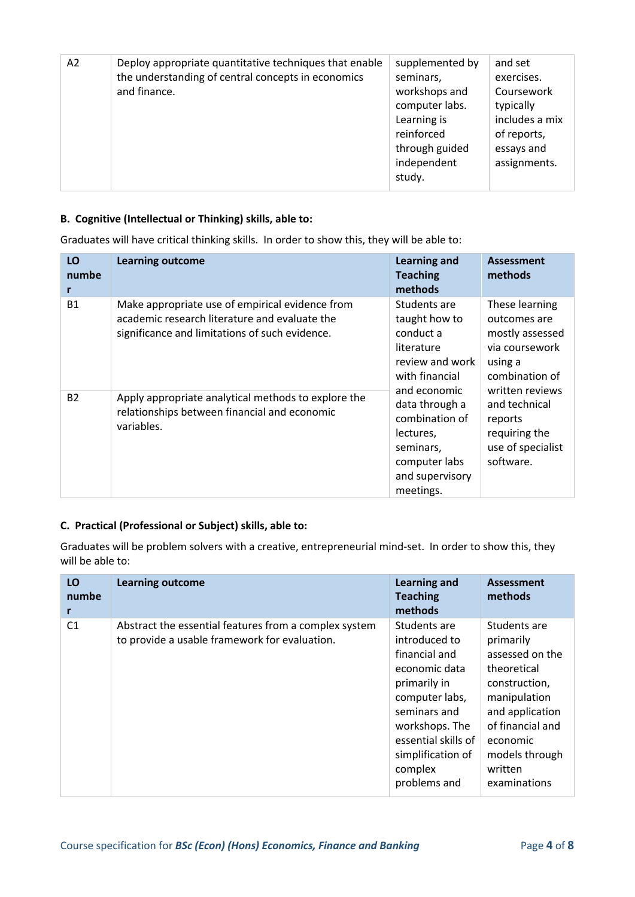| A2 | Deploy appropriate quantitative techniques that enable the understanding of central concepts in economics and finance. | supplemented by seminars, workshops and computer labs. Learning is reinforced through guided independent study. | and set exercises. Coursework typically includes a mix of reports, essays and assignments. |
|---|---|---|---|

**B. Cognitive (Intellectual or Thinking) skills, able to:**

Graduates will have critical thinking skills. In order to show this, they will be able to:

| LO number | Learning outcome | Learning and Teaching methods | Assessment methods |
|---|---|---|---|
| B1 | Make appropriate use of empirical evidence from academic research literature and evaluate the significance and limitations of such evidence. | Students are taught how to conduct a literature review and work with financial and economic data through a combination of lectures, seminars, computer labs and supervisory meetings. | These learning outcomes are mostly assessed via coursework using a combination of written reviews and technical reports requiring the use of specialist software. |
| B2 | Apply appropriate analytical methods to explore the relationships between financial and economic variables. | | |

**C. Practical (Professional or Subject) skills, able to:**

Graduates will be problem solvers with a creative, entrepreneurial mind-set. In order to show this, they will be able to:

| LO number | Learning outcome | Learning and Teaching methods | Assessment methods |
|---|---|---|---|
| C1 | Abstract the essential features from a complex system to provide a usable framework for evaluation. | Students are introduced to financial and economic data primarily in computer labs, seminars and workshops. The essential skills of simplification of complex problems and | Students are primarily assessed on the theoretical construction, manipulation and application of financial and economic models through written examinations |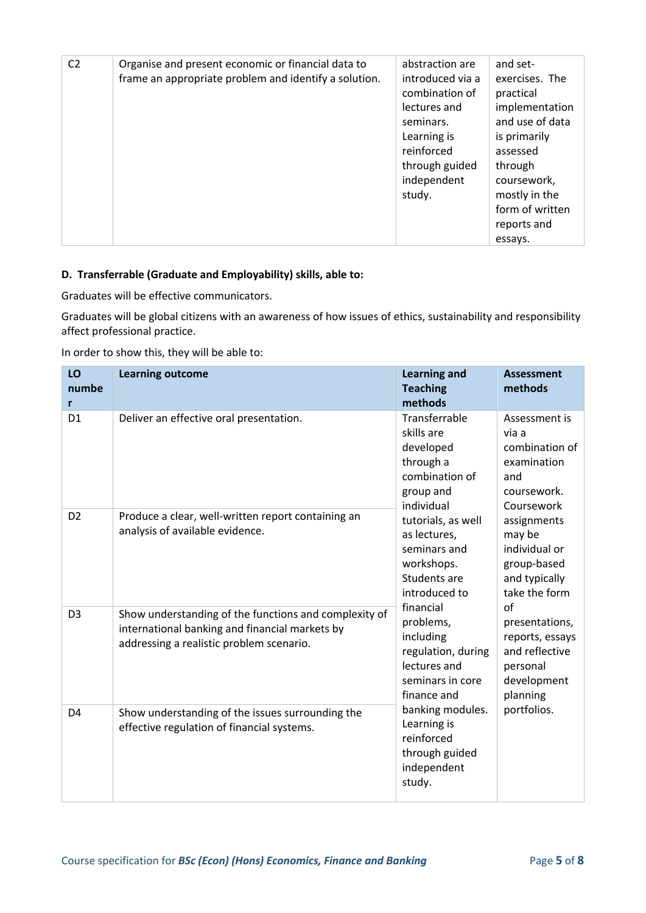| C2 | Organise and present economic or financial data to frame an appropriate problem and identify a solution. | abstraction are introduced via a combination of lectures and seminars. Learning is reinforced through guided independent study. | and set-exercises. The practical implementation and use of data is primarily assessed through coursework, mostly in the form of written reports and essays. |
|---|---|---|---|

**D. Transferrable (Graduate and Employability) skills, able to:**

Graduates will be effective communicators.

Graduates will be global citizens with an awareness of how issues of ethics, sustainability and responsibility affect professional practice.

In order to show this, they will be able to:

| LO number | Learning outcome | Learning and Teaching methods | Assessment methods |
|---|---|---|---|
| D1 | Deliver an effective oral presentation. | Transferrable skills are developed through a combination of group and individual tutorials, as well as lectures, seminars and workshops. Students are introduced to financial problems, including regulation, during lectures and seminars in core finance and banking modules. Learning is reinforced through guided independent study. | Assessment is via a combination of examination and coursework. Coursework assignments may be individual or group-based and typically take the form of presentations, reports, essays and reflective personal development planning portfolios. |
| D2 | Produce a clear, well-written report containing an analysis of available evidence. | | |
| D3 | Show understanding of the functions and complexity of international banking and financial markets by addressing a realistic problem scenario. | | |
| D4 | Show understanding of the issues surrounding the effective regulation of financial systems. | | |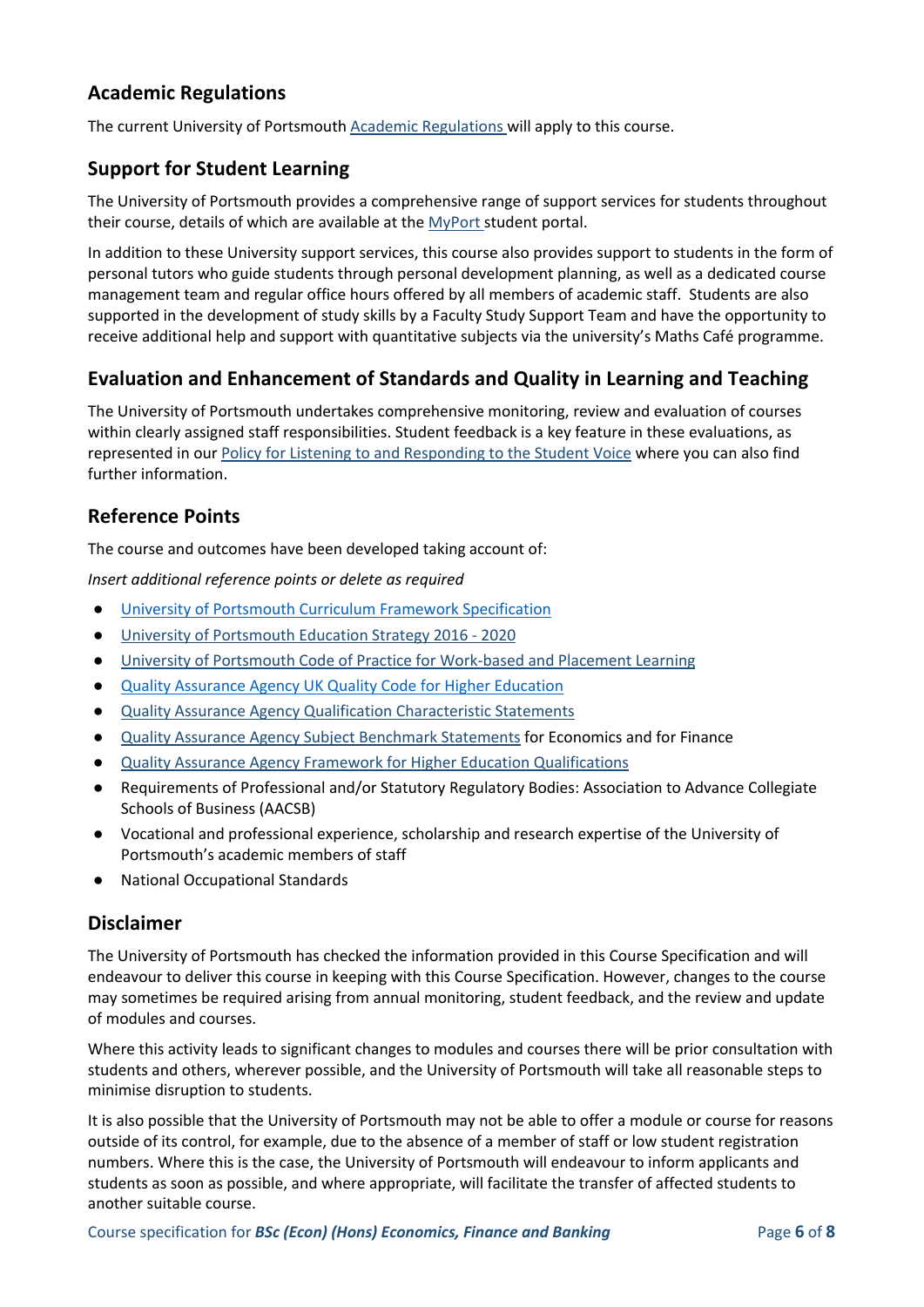## Academic Regulations

The current University of Portsmouth Academic Regulations will apply to this course.

## Support for Student Learning

The University of Portsmouth provides a comprehensive range of support services for students throughout their course, details of which are available at the MyPort student portal.

In addition to these University support services, this course also provides support to students in the form of personal tutors who guide students through personal development planning, as well as a dedicated course management team and regular office hours offered by all members of academic staff. Students are also supported in the development of study skills by a Faculty Study Support Team and have the opportunity to receive additional help and support with quantitative subjects via the university's Maths Café programme.

## Evaluation and Enhancement of Standards and Quality in Learning and Teaching

The University of Portsmouth undertakes comprehensive monitoring, review and evaluation of courses within clearly assigned staff responsibilities. Student feedback is a key feature in these evaluations, as represented in our Policy for Listening to and Responding to the Student Voice where you can also find further information.

## Reference Points

The course and outcomes have been developed taking account of:

*Insert additional reference points or delete as required*

- University of Portsmouth Curriculum Framework Specification
- University of Portsmouth Education Strategy 2016 - 2020
- University of Portsmouth Code of Practice for Work-based and Placement Learning
- Quality Assurance Agency UK Quality Code for Higher Education
- Quality Assurance Agency Qualification Characteristic Statements
- Quality Assurance Agency Subject Benchmark Statements for Economics and for Finance
- Quality Assurance Agency Framework for Higher Education Qualifications
- Requirements of Professional and/or Statutory Regulatory Bodies: Association to Advance Collegiate Schools of Business (AACSB)
- Vocational and professional experience, scholarship and research expertise of the University of Portsmouth's academic members of staff
- National Occupational Standards

## Disclaimer

The University of Portsmouth has checked the information provided in this Course Specification and will endeavour to deliver this course in keeping with this Course Specification. However, changes to the course may sometimes be required arising from annual monitoring, student feedback, and the review and update of modules and courses.

Where this activity leads to significant changes to modules and courses there will be prior consultation with students and others, wherever possible, and the University of Portsmouth will take all reasonable steps to minimise disruption to students.

It is also possible that the University of Portsmouth may not be able to offer a module or course for reasons outside of its control, for example, due to the absence of a member of staff or low student registration numbers. Where this is the case, the University of Portsmouth will endeavour to inform applicants and students as soon as possible, and where appropriate, will facilitate the transfer of affected students to another suitable course.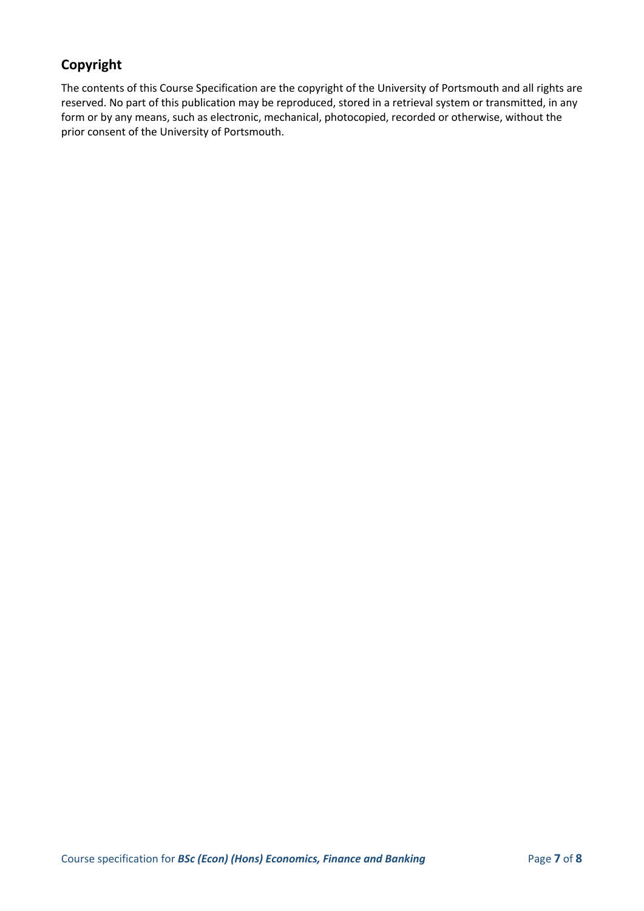## Copyright

The contents of this Course Specification are the copyright of the University of Portsmouth and all rights are reserved. No part of this publication may be reproduced, stored in a retrieval system or transmitted, in any form or by any means, such as electronic, mechanical, photocopied, recorded or otherwise, without the prior consent of the University of Portsmouth.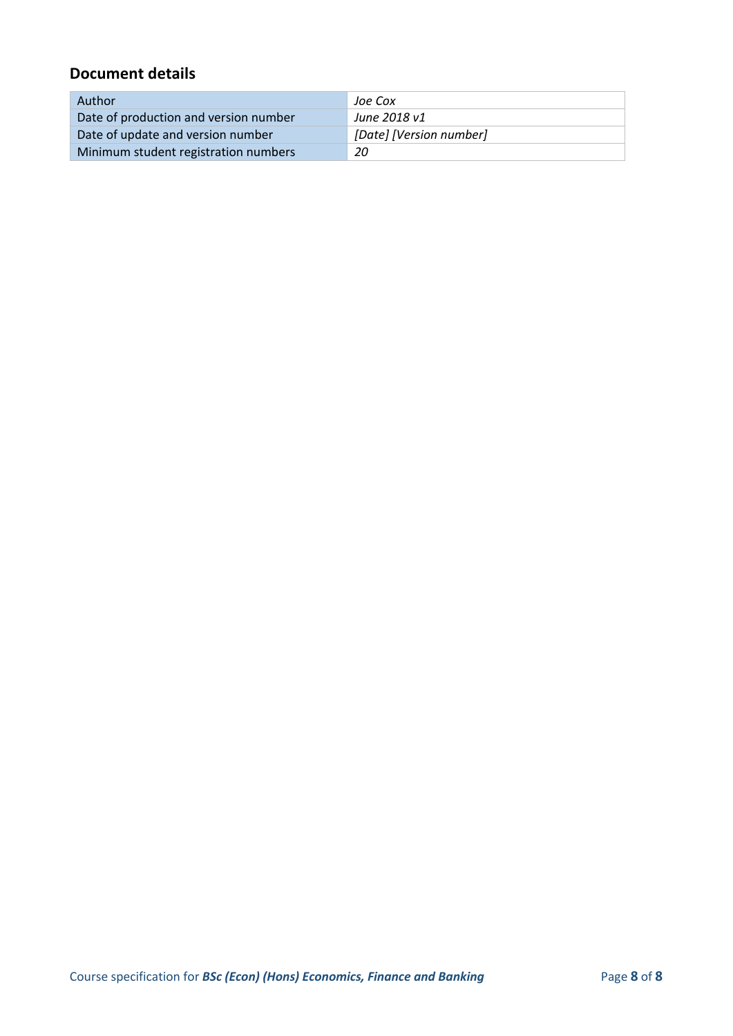## Document details

| | |
|---|---|
| Author | *Joe Cox* |
| Date of production and version number | *June 2018 v1* |
| Date of update and version number | *[Date] [Version number]* |
| Minimum student registration numbers | *20* |